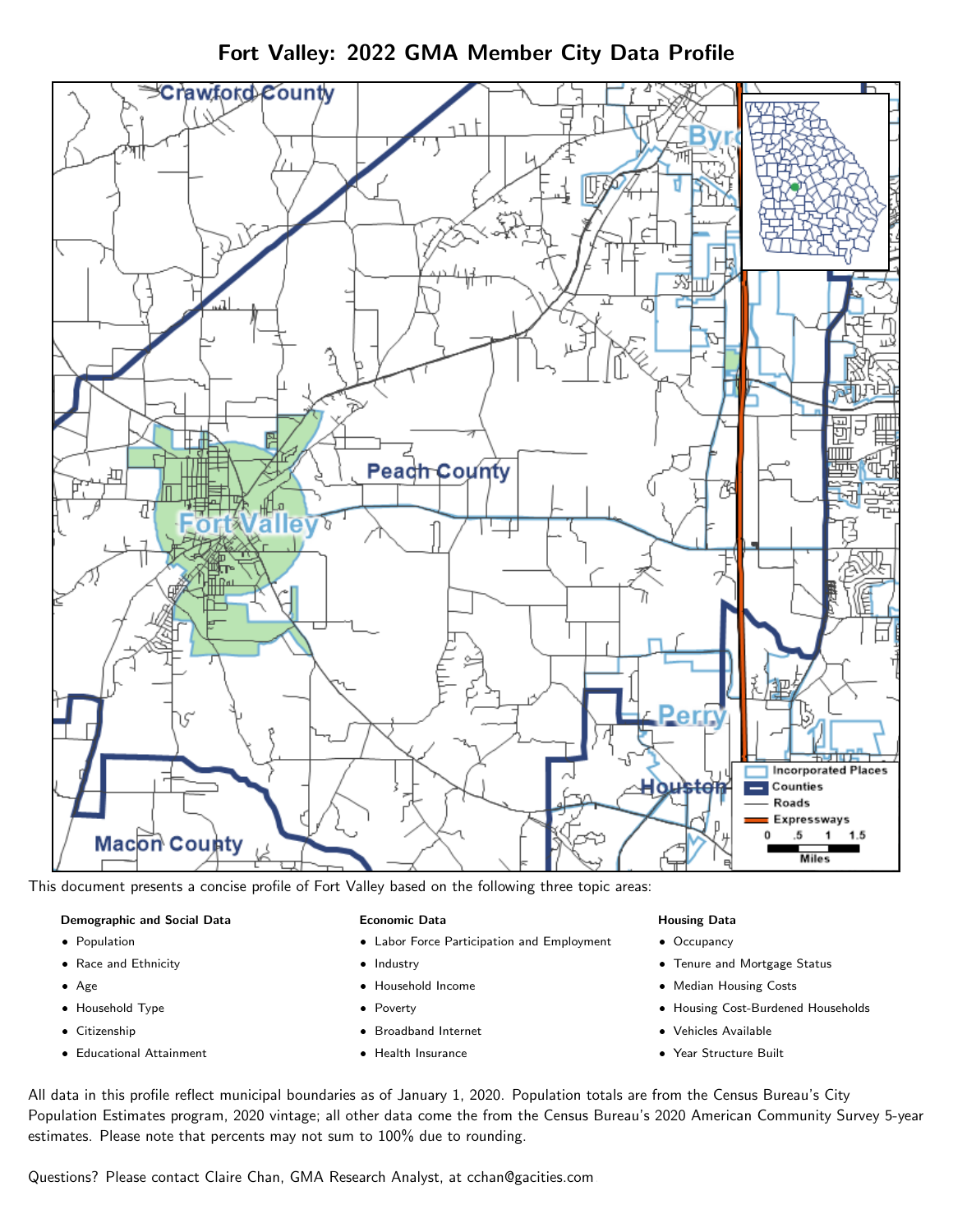# Fort Valley: 2022 GMA Member City Data Profile

This document presents a concise profile of Fort Valley based on the following three topic areas:

**Demographic and Social Data**

- Population
- Race and Ethnicity
- Age
- Household Type
- Citizenship
- Educational Attainment

**Economic Data**

- Labor Force Participation and Employment
- Industry
- Household Income
- Poverty
- Broadband Internet
- Health Insurance

**Housing Data**

- Occupancy
- Tenure and Mortgage Status
- Median Housing Costs
- Housing Cost-Burdened Households
- Vehicles Available
- Year Structure Built

All data in this profile reflect municipal boundaries as of January 1, 2020. Population totals are from the Census Bureau's City Population Estimates program, 2020 vintage; all other data come the from the Census Bureau's 2020 American Community Survey 5-year estimates. Please note that percents may not sum to 100% due to rounding.

Questions? Please contact Claire Chan, GMA Research Analyst, at cchan@gacities.com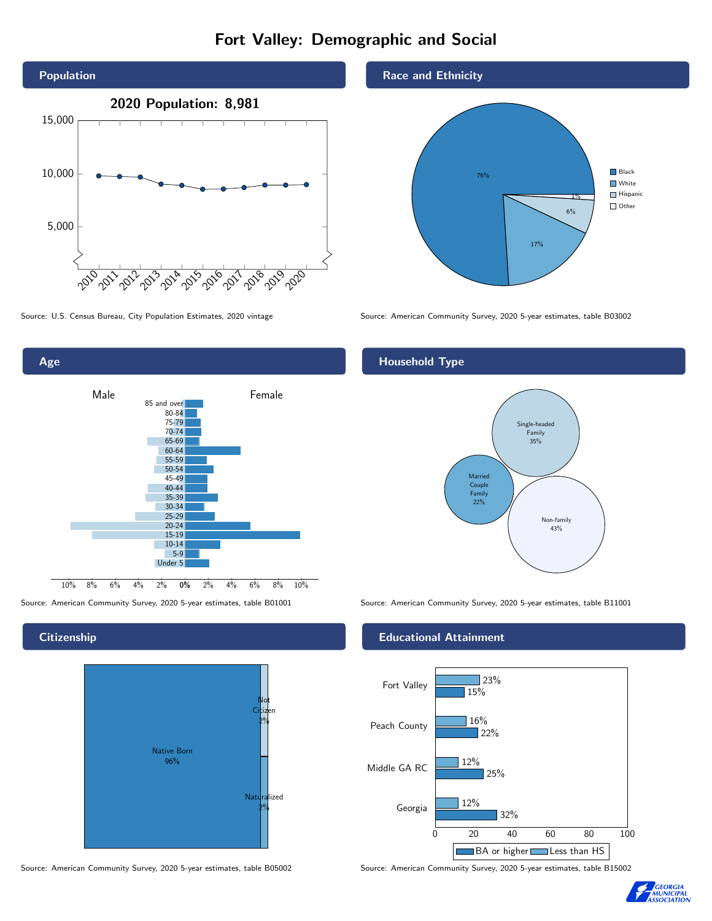# Fort Valley: Demographic and Social

## Population

**2020 Population: 8,981**

Source: U.S. Census Bureau, City Population Estimates, 2020 vintage

## Race and Ethnicity

- Black: 76%
- White: 17%
- Hispanic: 6%
- Other: 1%

Source: American Community Survey, 2020 5-year estimates, table B03002

## Age

Source: American Community Survey, 2020 5-year estimates, table B01001

## Household Type

- Single-headed Family: 35%
- Married Couple Family: 22%
- Non-family: 43%

Source: American Community Survey, 2020 5-year estimates, table B11001

## Citizenship

- Native Born: 96%
- Not Citizen: 2%
- Naturalized: 2%

Source: American Community Survey, 2020 5-year estimates, table B05002

## Educational Attainment

| | Less than HS | BA or higher |
|---|---|---|
| Fort Valley | 23% | 15% |
| Peach County | 16% | 22% |
| Middle GA RC | 12% | 25% |
| Georgia | 12% | 32% |

Source: American Community Survey, 2020 5-year estimates, table B15002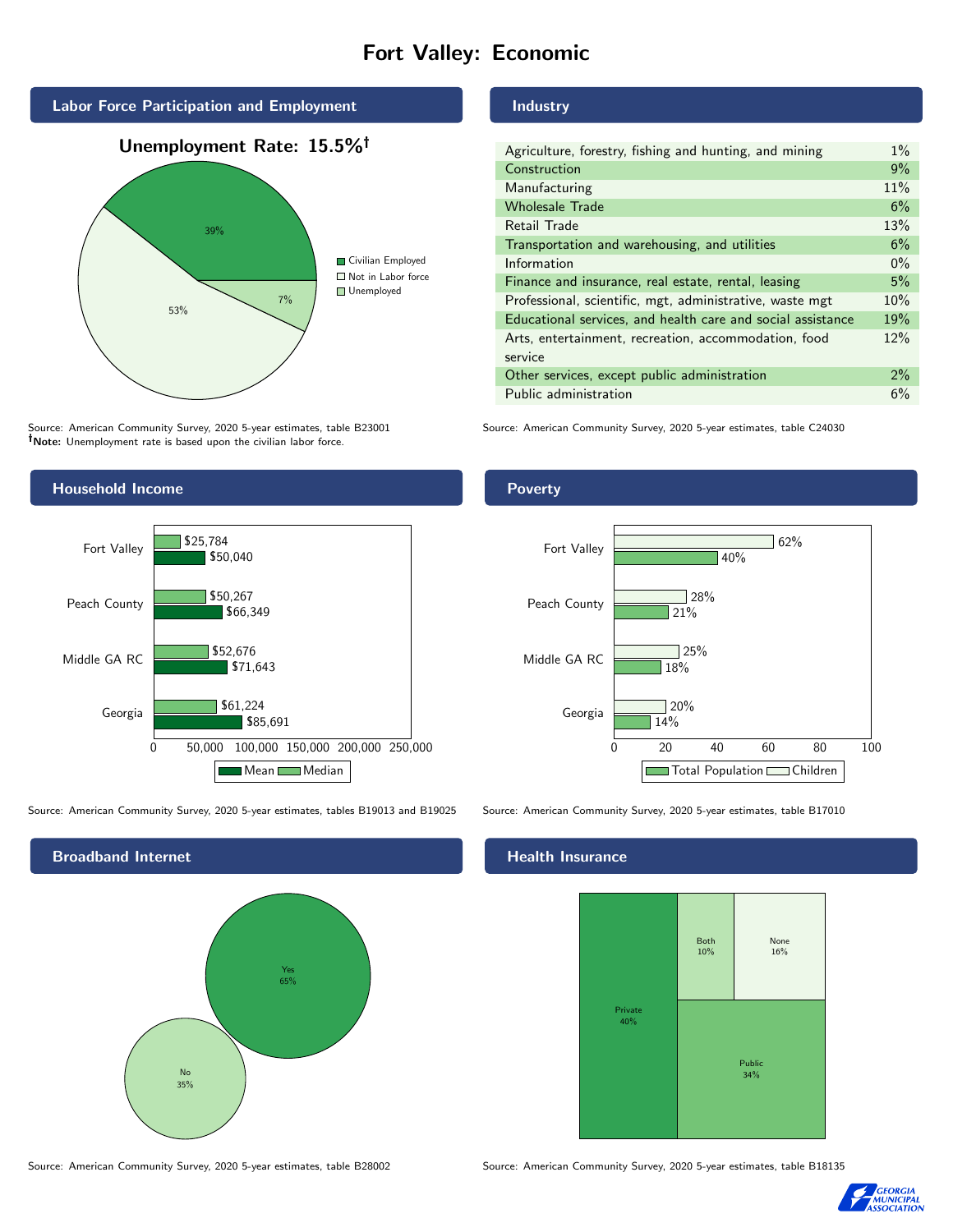# Fort Valley: Economic

## Labor Force Participation and Employment

**Unemployment Rate: 15.5%†**

| Category | Percent |
|---|---|
| Civilian Employed | 39% |
| Not in Labor force | 53% |
| Unemployed | 7% |

Source: American Community Survey, 2020 5-year estimates, table B23001
**†Note:** Unemployment rate is based upon the civilian labor force.

## Industry

| Industry | Percent |
|---|---|
| Agriculture, forestry, fishing and hunting, and mining | 1% |
| Construction | 9% |
| Manufacturing | 11% |
| Wholesale Trade | 6% |
| Retail Trade | 13% |
| Transportation and warehousing, and utilities | 6% |
| Information | 0% |
| Finance and insurance, real estate, rental, leasing | 5% |
| Professional, scientific, mgt, administrative, waste mgt | 10% |
| Educational services, and health care and social assistance | 19% |
| Arts, entertainment, recreation, accommodation, food service | 12% |
| Other services, except public administration | 2% |
| Public administration | 6% |

Source: American Community Survey, 2020 5-year estimates, table C24030

## Household Income

| Area | Median | Mean |
|---|---|---|
| Fort Valley | $25,784 | $50,040 |
| Peach County | $50,267 | $66,349 |
| Middle GA RC | $52,676 | $71,643 |
| Georgia | $61,224 | $85,691 |

Source: American Community Survey, 2020 5-year estimates, tables B19013 and B19025

## Poverty

| Area | Children | Total Population |
|---|---|---|
| Fort Valley | 62% | 40% |
| Peach County | 28% | 21% |
| Middle GA RC | 25% | 18% |
| Georgia | 20% | 14% |

Source: American Community Survey, 2020 5-year estimates, table B17010

## Broadband Internet

| Response | Percent |
|---|---|
| Yes | 65% |
| No | 35% |

Source: American Community Survey, 2020 5-year estimates, table B28002

## Health Insurance

| Type | Percent |
|---|---|
| Private | 40% |
| Both | 10% |
| None | 16% |
| Public | 34% |

Source: American Community Survey, 2020 5-year estimates, table B18135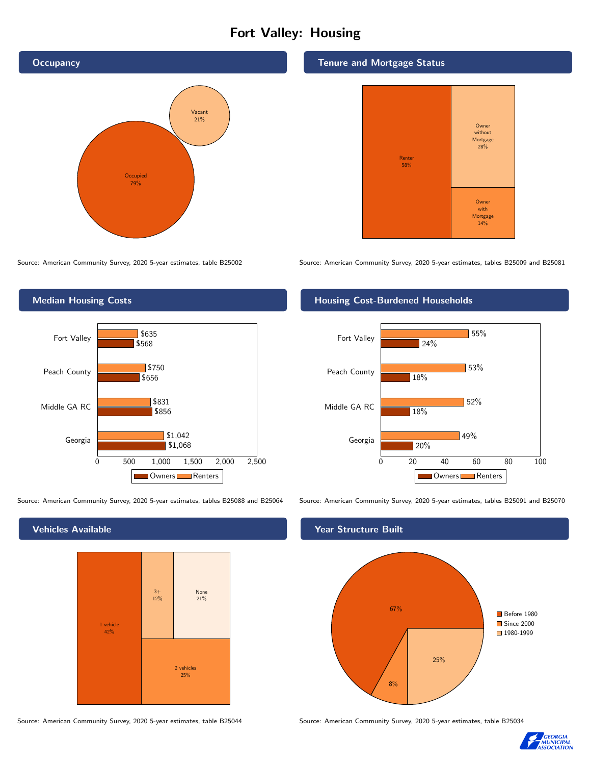# Fort Valley: Housing

## Occupancy

Vacant
21%

Occupied
79%

Source: American Community Survey, 2020 5-year estimates, table B25002

## Tenure and Mortgage Status

Renter
58%

Owner without Mortgage
28%

Owner with Mortgage
14%

Source: American Community Survey, 2020 5-year estimates, tables B25009 and B25081

## Median Housing Costs

Fort Valley
$635
$568

Peach County
$750
$656

Middle GA RC
$831
$856

Georgia
$1,042
$1,068

0 500 1,000 1,500 2,000 2,500

Owners Renters

Source: American Community Survey, 2020 5-year estimates, tables B25088 and B25064

## Housing Cost-Burdened Households

Fort Valley
55%
24%

Peach County
53%
18%

Middle GA RC
52%
18%

Georgia
49%
20%

0 20 40 60 80 100

Owners Renters

Source: American Community Survey, 2020 5-year estimates, tables B25091 and B25070

## Vehicles Available

1 vehicle
42%

3+
12%

None
21%

2 vehicles
25%

Source: American Community Survey, 2020 5-year estimates, table B25044

## Year Structure Built

67%

8%

25%

Before 1980
Since 2000
1980-1999

Source: American Community Survey, 2020 5-year estimates, table B25034

GEORGIA MUNICIPAL ASSOCIATION